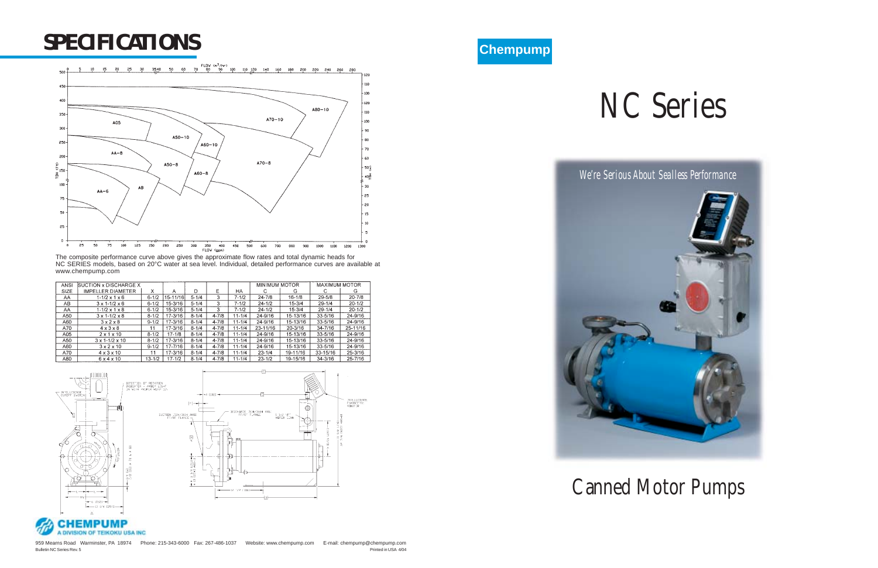# SPECIFICATIONS

The composite performance curve above gives the approximate flow rates and total dynamic heads for NC SERIES models, based on 20°C water at sea level. Individual, detailed performance curves are available at www.chempump.com

| ANSI SIZE | SUCTION x DISCHARGE X IMPELLER DIAMETER | X | A | D | E | HA | MINIMUM MOTOR | | MAXIMUM MOTOR | |
|---|---|---|---|---|---|---|---|---|---|---|
| | | | | | | | C | G | C | G |
| AA | 1-1/2 x 1 x 6 | 6-1/2 | 15-11/16 | 5-1/4 | 3 | 7-1/2 | 24-7/8 | 16-1/8 | 29-5/8 | 20-7/8 |
| AB | 3 x 1-1/2 x 6 | 6-1/2 | 15-3/16 | 5-1/4 | 3 | 7-1/2 | 24-1/2 | 15-3/4 | 29-1/4 | 20-1/2 |
| AA | 1-1/2 x 1 x 8 | 6-1/2 | 15-3/16 | 5-1/4 | 3 | 7-1/2 | 24-1/2 | 15-3/4 | 29-1/4 | 20-1/2 |
| A50 | 3 x 1-1/2 x 8 | 8-1/2 | 17-3/16 | 8-1/4 | 4-7/8 | 11-1/4 | 24-9/16 | 15-13/16 | 33-5/16 | 24-9/16 |
| A60 | 3 x 2 x 8 | 9-1/2 | 17-3/16 | 8-1/4 | 4-7/8 | 11-1/4 | 24-9/16 | 15-13/16 | 33-5/16 | 24-9/16 |
| A70 | 4 x 3 x 8 | 11 | 17-3/16 | 8-1/4 | 4-7/8 | 11-1/4 | 23-11/16 | 20-3/16 | 34-7/16 | 25-11/16 |
| A05 | 2 x 1 x 10 | 8-1/2 | 17-1/8 | 8-1/4 | 4-7/8 | 11-1/4 | 24-9/16 | 15-13/16 | 33-5/16 | 24-9/16 |
| A50 | 3 x 1-1/2 x 10 | 8-1/2 | 17-3/16 | 8-1/4 | 4-7/8 | 11-1/4 | 24-9/16 | 15-13/16 | 33-5/16 | 24-9/16 |
| A60 | 3 x 2 x 10 | 9-1/2 | 17-7/16 | 8-1/4 | 4-7/8 | 11-1/4 | 24-9/16 | 15-13/16 | 33-5/16 | 24-9/16 |
| A70 | 4 x 3 x 10 | 11 | 17-3/16 | 8-1/4 | 4-7/8 | 11-1/4 | 23-1/4 | 19-11/16 | 33-15/16 | 25-3/16 |
| A80 | 6 x 4 x 10 | 13-1/2 | 17-1/2 | 8-1/4 | 4-7/8 | 11-1/4 | 23-1/2 | 19-15/16 | 34-3/16 | 25-7/16 |

**CHEMPUMP**
A DIVISION OF TEIKOKU USA INC

959 Mearns Road Warminster, PA 18974 Phone: 215-343-6000 Fax: 267-486-1037 Website: www.chempump.com E-mail: chempump@chempump.com

Bulletin NC Series Rev. 5

Printed in USA 4/04

**Chempump**

# NC Series

*We're Serious About Sealless Performance*

# Canned Motor Pumps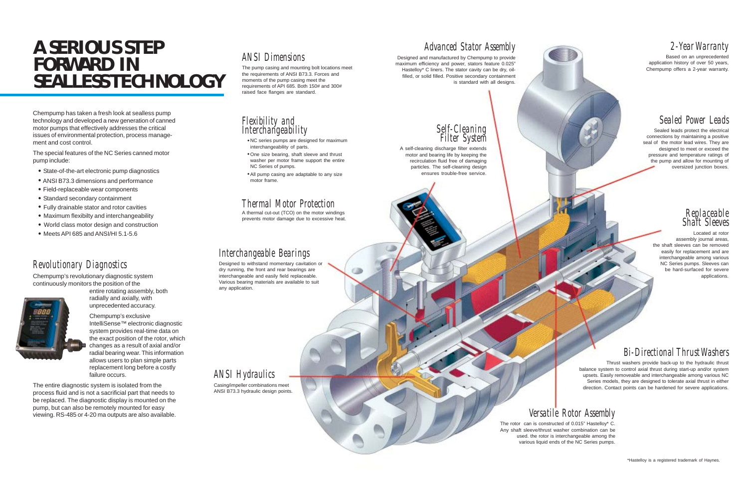# A SERIOUS STEP FORWARD IN SEALLESS TECHNOLOGY

Chempump has taken a fresh look at sealless pump technology and developed a new generation of canned motor pumps that effectively addresses the critical issues of environmental protection, process management and cost control.

The special features of the NC Series canned motor pump include:

- State-of-the-art electronic pump diagnostics
- ANSI B73.3 dimensions and performance
- Field-replaceable wear components
- Standard secondary containment
- Fully drainable stator and rotor cavities
- Maximum flexibilty and interchangeability
- World class motor design and construction
- Meets API 685 and ANSI/HI 5.1-5.6

## Revolutionary Diagnostics

Chempump's revolutionary diagnostic system continuously monitors the position of the entire rotating assembly, both radially and axially, with unprecedented accuracy.

Chempump's exclusive IntelliSense™ electronic diagnostic system provides real-time data on the exact position of the rotor, which changes as a result of axial and/or radial bearing wear. This information allows users to plan simple parts replacement long before a costly failure occurs.

The entire diagnostic system is isolated from the process fluid and is not a sacrificial part that needs to be replaced. The diagnostic display is mounted on the pump, but can also be remotely mounted for easy viewing. RS-485 or 4-20 ma outputs are also available.

## ANSI Dimensions

The pump casing and mounting bolt locations meet the requirements of ANSI B73.3. Forces and moments of the pump casing meet the requirements of API 685. Both 150# and 300# raised face flanges are standard.

## Flexibility and Interchangeability

- NC series pumps are designed for maximum interchangeability of parts.
- One size bearing, shaft sleeve and thrust washer per motor frame support the entire NC Series of pumps.
- All pump casing are adaptable to any size motor frame.

## Thermal Motor Protection

A thermal cut-out (TCO) on the motor windings prevents motor damage due to excessive heat.

## Interchangeable Bearings

Designed to withstand momentary cavitation or dry running, the front and rear bearings are interchangeable and easily field replaceable. Various bearing materials are available to suit any application.

## ANSI Hydraulics

Casing/impeller combinations meet ANSI B73.3 hydraulic design points.

## Advanced Stator Assembly

Designed and manufactured by Chempump to provide maximum efficiency and power, stators feature 0.025" Hastelloy* C liners. The stator cavity can be dry, oil-filled, or solid filled. Positive secondary containment is standard with all designs.

## Self-Cleaning Filter System

A self-cleaning discharge filter extends motor and bearing life by keeping the recirculation fluid free of damaging particles. The self-cleaning design ensures trouble-free service.

## 2-Year Warranty

Based on an unprecedented application history of over 50 years, Chempump offers a 2-year warranty.

## Sealed Power Leads

Sealed leads protect the electrical connections by maintaining a positive seal of the motor lead wires. They are designed to meet or exceed the pressure and temperature ratings of the pump and allow for mounting of oversized junction boxes.

## Replaceable Shaft Sleeves

Located at rotor assembly journal areas, the shaft sleeves can be removed easily for replacement and are interchangeable among various NC Series pumps. Sleeves can be hard-surfaced for severe applications.

## Bi-Directional Thrust Washers

Thrust washers provide back-up to the hydraulic thrust balance system to control axial thrust during start-up and/or system upsets. Easily removeable and interchangeable among various NC Series models, they are designed to tolerate axial thrust in either direction. Contact points can be hardened for severe applications.

## Versatile Rotor Assembly

The rotor can is constructed of 0.015" Hastelloy* C. Any shaft sleeve/thrust washer combination can be used. the rotor is interchangeable among the various liquid ends of the NC Series pumps.

*Hastelloy is a registered trademark of Haynes.